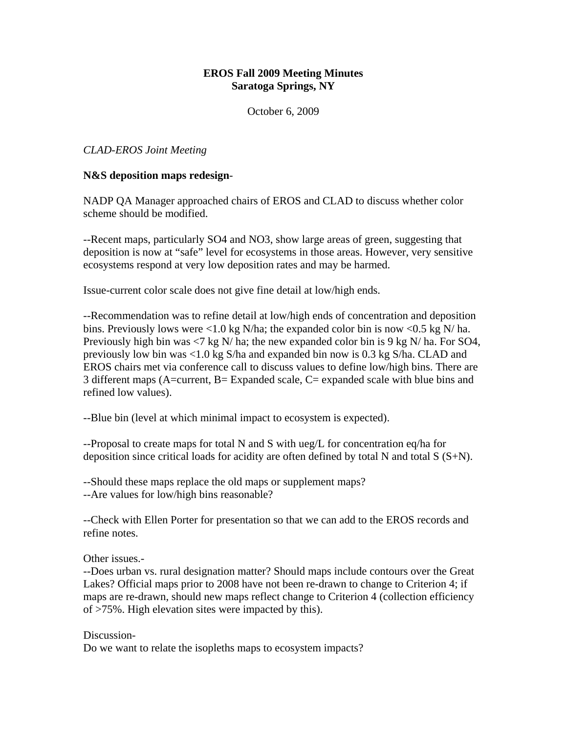**EROS Fall 2009 Meeting Minutes**
**Saratoga Springs, NY**

October 6, 2009

*CLAD-EROS Joint Meeting*

**N&S deposition maps redesign**-

NADP QA Manager approached chairs of EROS and CLAD to discuss whether color scheme should be modified.

--Recent maps, particularly $SO_4$ and $NO_3$, show large areas of green, suggesting that deposition is now at "safe" level for ecosystems in those areas. However, very sensitive ecosystems respond at very low deposition rates and may be harmed.

Issue-current color scale does not give fine detail at low/high ends.

--Recommendation was to refine detail at low/high ends of concentration and deposition bins. Previously lows were <1.0 kg N/ha; the expanded color bin is now <0.5 kg N/ ha. Previously high bin was <7 kg N/ ha; the new expanded color bin is 9 kg N/ ha. For $SO_4$, previously low bin was <1.0 kg S/ha and expanded bin now is 0.3 kg S/ha. CLAD and EROS chairs met via conference call to discuss values to define low/high bins. There are 3 different maps (A=current, B= Expanded scale, C= expanded scale with blue bins and refined low values).

--Blue bin (level at which minimal impact to ecosystem is expected).

--Proposal to create maps for total N and S with ueg/L for concentration eq/ha for deposition since critical loads for acidity are often defined by total N and total S (S+N).

--Should these maps replace the old maps or supplement maps?
--Are values for low/high bins reasonable?

--Check with Ellen Porter for presentation so that we can add to the EROS records and refine notes.

Other issues.-
--Does urban vs. rural designation matter? Should maps include contours over the Great Lakes? Official maps prior to 2008 have not been re-drawn to change to Criterion 4; if maps are re-drawn, should new maps reflect change to Criterion 4 (collection efficiency of >75%. High elevation sites were impacted by this).

Discussion-
Do we want to relate the isopleths maps to ecosystem impacts?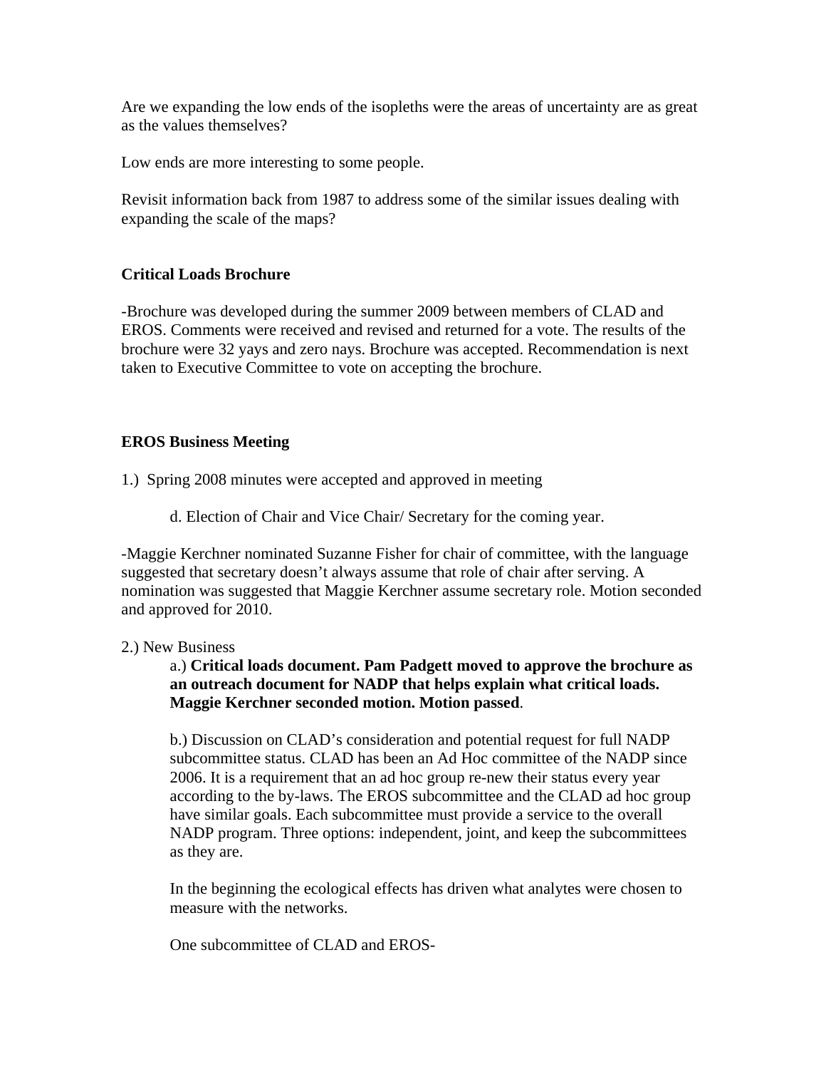Are we expanding the low ends of the isopleths were the areas of uncertainty are as great as the values themselves?

Low ends are more interesting to some people.

Revisit information back from 1987 to address some of the similar issues dealing with expanding the scale of the maps?

**Critical Loads Brochure**

-Brochure was developed during the summer 2009 between members of CLAD and EROS. Comments were received and revised and returned for a vote. The results of the brochure were 32 yays and zero nays. Brochure was accepted. Recommendation is next taken to Executive Committee to vote on accepting the brochure.

**EROS Business Meeting**

1.) Spring 2008 minutes were accepted and approved in meeting

> d. Election of Chair and Vice Chair/ Secretary for the coming year.

-Maggie Kerchner nominated Suzanne Fisher for chair of committee, with the language suggested that secretary doesn't always assume that role of chair after serving. A nomination was suggested that Maggie Kerchner assume secretary role. Motion seconded and approved for 2010.

2.) New Business

> a.) **Critical loads document. Pam Padgett moved to approve the brochure as an outreach document for NADP that helps explain what critical loads. Maggie Kerchner seconded motion. Motion passed**.
>
> b.) Discussion on CLAD's consideration and potential request for full NADP subcommittee status. CLAD has been an Ad Hoc committee of the NADP since 2006. It is a requirement that an ad hoc group re-new their status every year according to the by-laws. The EROS subcommittee and the CLAD ad hoc group have similar goals. Each subcommittee must provide a service to the overall NADP program. Three options: independent, joint, and keep the subcommittees as they are.
>
> In the beginning the ecological effects has driven what analytes were chosen to measure with the networks.
>
> One subcommittee of CLAD and EROS-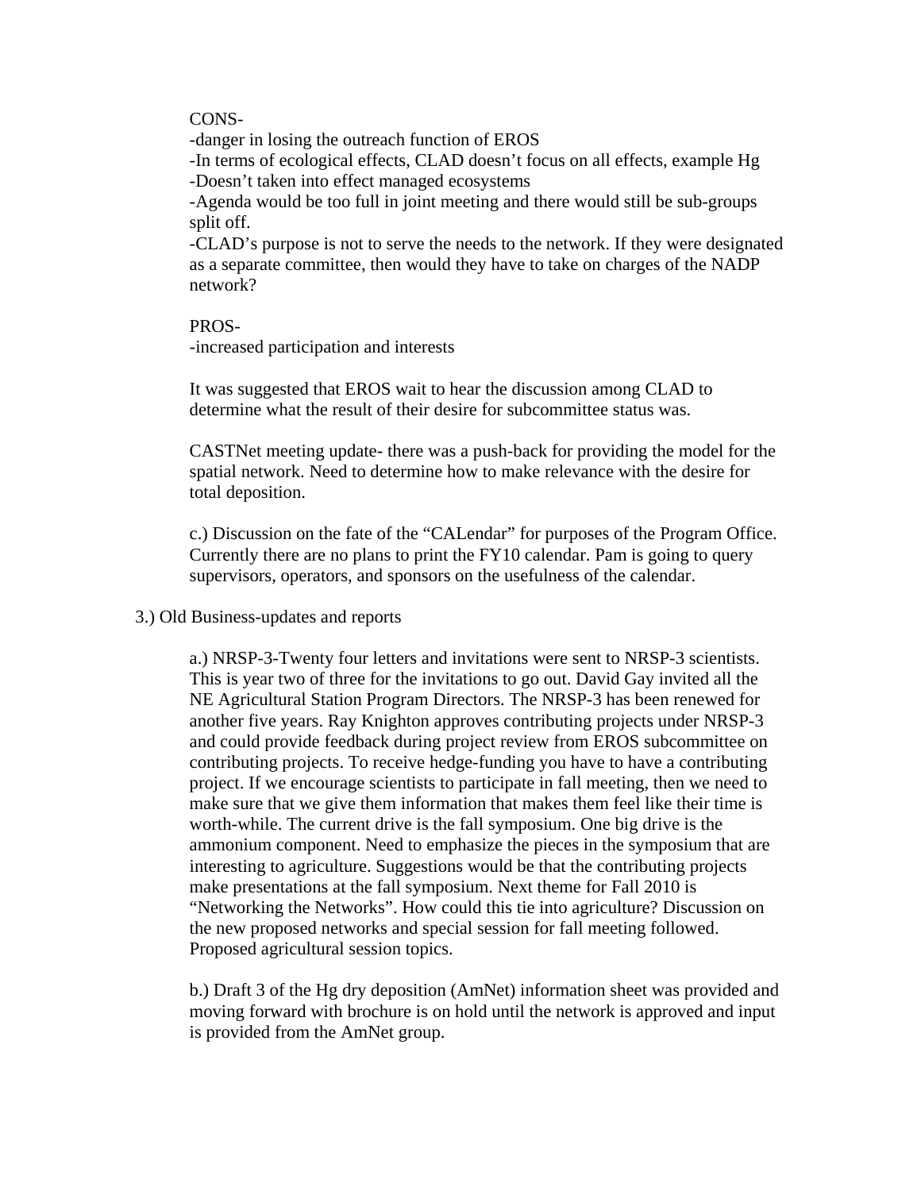CONS-

-danger in losing the outreach function of EROS

-In terms of ecological effects, CLAD doesn't focus on all effects, example Hg

-Doesn't taken into effect managed ecosystems

-Agenda would be too full in joint meeting and there would still be sub-groups split off.

-CLAD's purpose is not to serve the needs to the network. If they were designated as a separate committee, then would they have to take on charges of the NADP network?

PROS-

-increased participation and interests

It was suggested that EROS wait to hear the discussion among CLAD to determine what the result of their desire for subcommittee status was.

CASTNet meeting update- there was a push-back for providing the model for the spatial network. Need to determine how to make relevance with the desire for total deposition.

c.) Discussion on the fate of the "CALendar" for purposes of the Program Office. Currently there are no plans to print the FY10 calendar. Pam is going to query supervisors, operators, and sponsors on the usefulness of the calendar.

3.) Old Business-updates and reports

a.) NRSP-3-Twenty four letters and invitations were sent to NRSP-3 scientists. This is year two of three for the invitations to go out. David Gay invited all the NE Agricultural Station Program Directors. The NRSP-3 has been renewed for another five years. Ray Knighton approves contributing projects under NRSP-3 and could provide feedback during project review from EROS subcommittee on contributing projects. To receive hedge-funding you have to have a contributing project. If we encourage scientists to participate in fall meeting, then we need to make sure that we give them information that makes them feel like their time is worth-while. The current drive is the fall symposium. One big drive is the ammonium component. Need to emphasize the pieces in the symposium that are interesting to agriculture. Suggestions would be that the contributing projects make presentations at the fall symposium. Next theme for Fall 2010 is "Networking the Networks". How could this tie into agriculture? Discussion on the new proposed networks and special session for fall meeting followed. Proposed agricultural session topics.

b.) Draft 3 of the Hg dry deposition (AmNet) information sheet was provided and moving forward with brochure is on hold until the network is approved and input is provided from the AmNet group.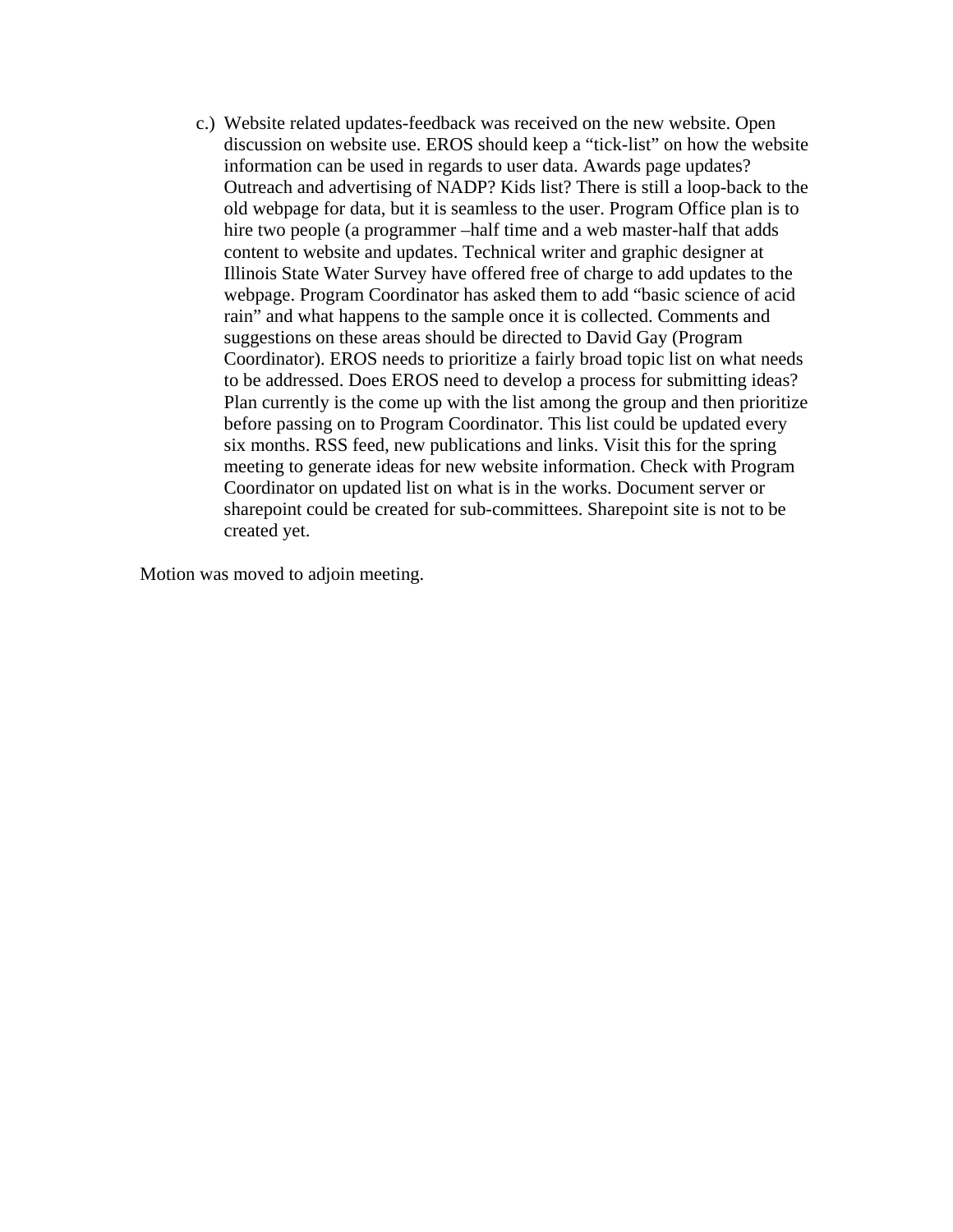c.) Website related updates-feedback was received on the new website. Open discussion on website use. EROS should keep a "tick-list" on how the website information can be used in regards to user data. Awards page updates? Outreach and advertising of NADP? Kids list? There is still a loop-back to the old webpage for data, but it is seamless to the user. Program Office plan is to hire two people (a programmer –half time and a web master-half that adds content to website and updates. Technical writer and graphic designer at Illinois State Water Survey have offered free of charge to add updates to the webpage. Program Coordinator has asked them to add "basic science of acid rain" and what happens to the sample once it is collected. Comments and suggestions on these areas should be directed to David Gay (Program Coordinator). EROS needs to prioritize a fairly broad topic list on what needs to be addressed. Does EROS need to develop a process for submitting ideas? Plan currently is the come up with the list among the group and then prioritize before passing on to Program Coordinator. This list could be updated every six months. RSS feed, new publications and links. Visit this for the spring meeting to generate ideas for new website information. Check with Program Coordinator on updated list on what is in the works. Document server or sharepoint could be created for sub-committees. Sharepoint site is not to be created yet.

Motion was moved to adjoin meeting.